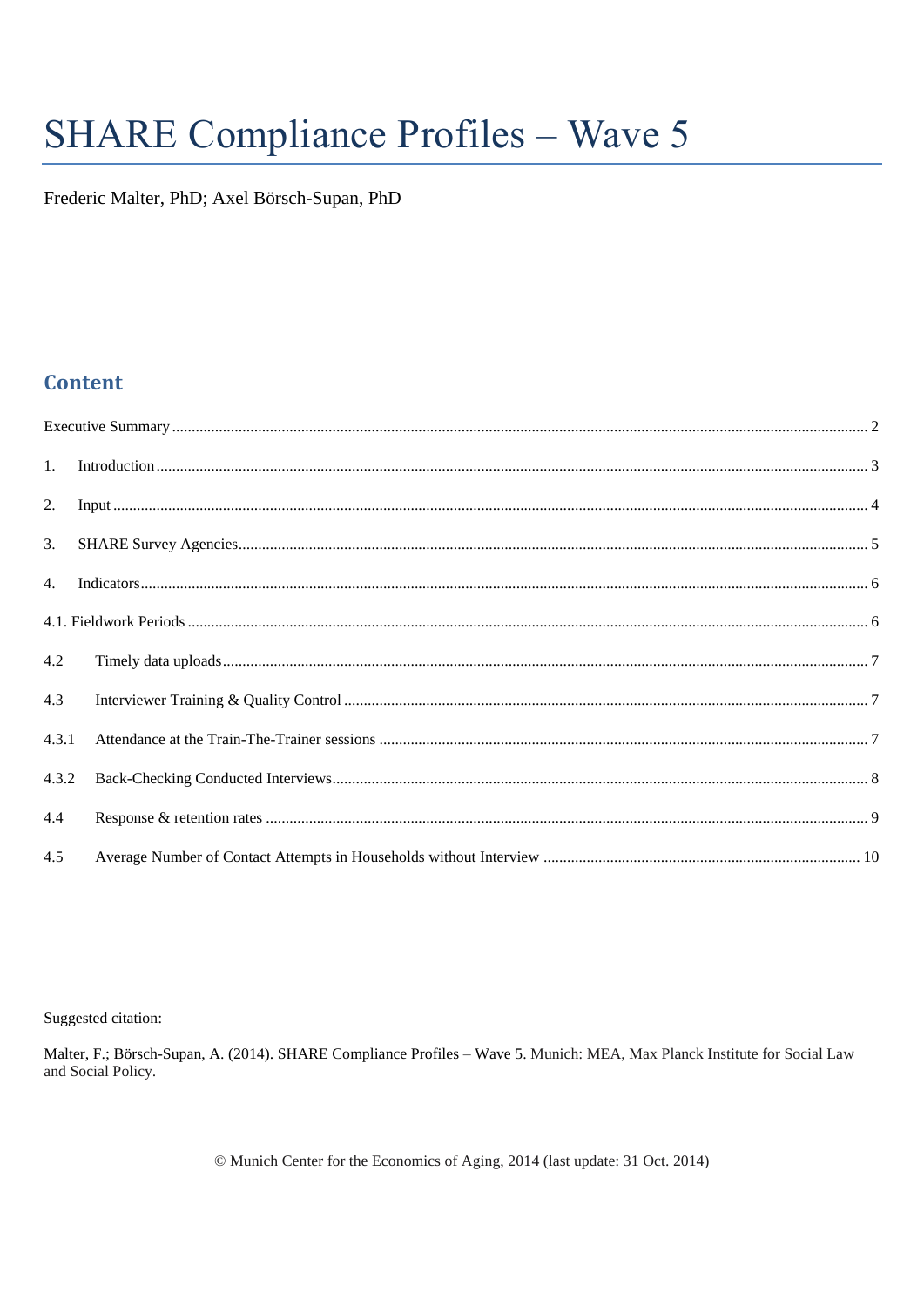# SHARE Compliance Profiles – Wave 5

Frederic Malter, PhD; Axel Börsch-Supan, PhD

## Content

Executive Summary ........ 2

1. Introduction ........ 3
2. Input ........ 4
3. SHARE Survey Agencies ........ 5
4. Indicators ........ 6

4.1. Fieldwork Periods ........ 6

4.2 Timely data uploads ........ 7

4.3 Interviewer Training & Quality Control ........ 7

4.3.1 Attendance at the Train-The-Trainer sessions ........ 7

4.3.2 Back-Checking Conducted Interviews ........ 8

4.4 Response & retention rates ........ 9

4.5 Average Number of Contact Attempts in Households without Interview ........ 10

Suggested citation:

Malter, F.; Börsch-Supan, A. (2014). SHARE Compliance Profiles – Wave 5. Munich: MEA, Max Planck Institute for Social Law and Social Policy.

© Munich Center for the Economics of Aging, 2014 (last update: 31 Oct. 2014)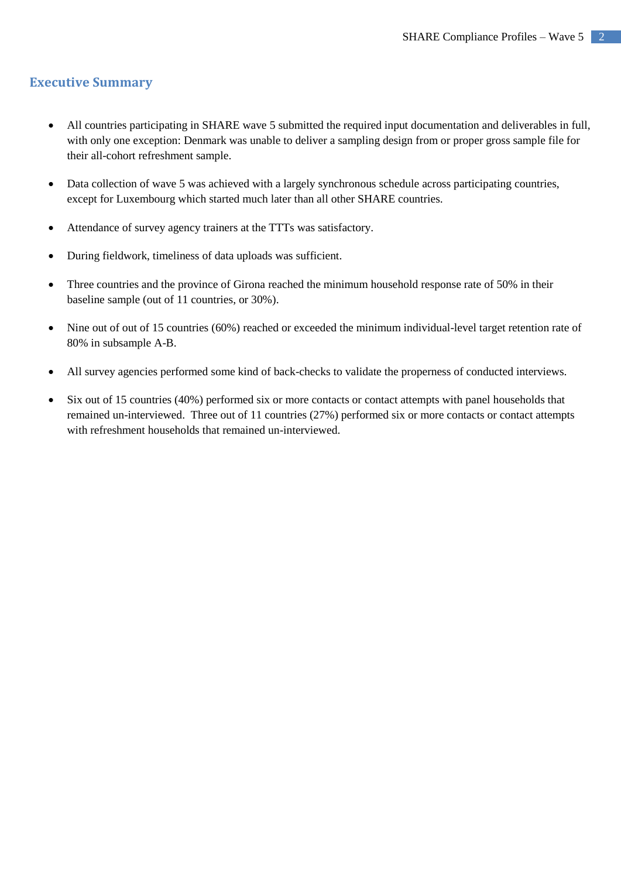## Executive Summary

- All countries participating in SHARE wave 5 submitted the required input documentation and deliverables in full, with only one exception: Denmark was unable to deliver a sampling design from or proper gross sample file for their all-cohort refreshment sample.

- Data collection of wave 5 was achieved with a largely synchronous schedule across participating countries, except for Luxembourg which started much later than all other SHARE countries.

- Attendance of survey agency trainers at the TTTs was satisfactory.

- During fieldwork, timeliness of data uploads was sufficient.

- Three countries and the province of Girona reached the minimum household response rate of 50% in their baseline sample (out of 11 countries, or 30%).

- Nine out of out of 15 countries (60%) reached or exceeded the minimum individual-level target retention rate of 80% in subsample A-B.

- All survey agencies performed some kind of back-checks to validate the properness of conducted interviews.

- Six out of 15 countries (40%) performed six or more contacts or contact attempts with panel households that remained un-interviewed. Three out of 11 countries (27%) performed six or more contacts or contact attempts with refreshment households that remained un-interviewed.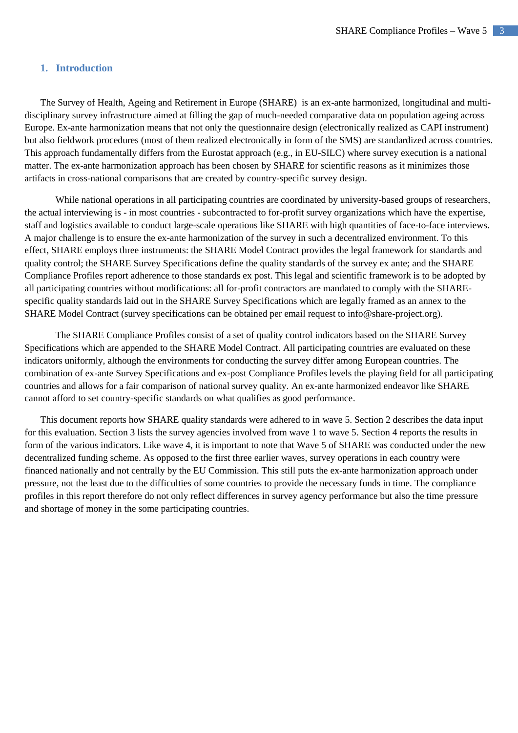## 1. Introduction

The Survey of Health, Ageing and Retirement in Europe (SHARE) is an ex-ante harmonized, longitudinal and multi-disciplinary survey infrastructure aimed at filling the gap of much-needed comparative data on population ageing across Europe. Ex-ante harmonization means that not only the questionnaire design (electronically realized as CAPI instrument) but also fieldwork procedures (most of them realized electronically in form of the SMS) are standardized across countries. This approach fundamentally differs from the Eurostat approach (e.g., in EU-SILC) where survey execution is a national matter. The ex-ante harmonization approach has been chosen by SHARE for scientific reasons as it minimizes those artifacts in cross-national comparisons that are created by country-specific survey design.

While national operations in all participating countries are coordinated by university-based groups of researchers, the actual interviewing is - in most countries - subcontracted to for-profit survey organizations which have the expertise, staff and logistics available to conduct large-scale operations like SHARE with high quantities of face-to-face interviews. A major challenge is to ensure the ex-ante harmonization of the survey in such a decentralized environment. To this effect, SHARE employs three instruments: the SHARE Model Contract provides the legal framework for standards and quality control; the SHARE Survey Specifications define the quality standards of the survey ex ante; and the SHARE Compliance Profiles report adherence to those standards ex post. This legal and scientific framework is to be adopted by all participating countries without modifications: all for-profit contractors are mandated to comply with the SHARE-specific quality standards laid out in the SHARE Survey Specifications which are legally framed as an annex to the SHARE Model Contract (survey specifications can be obtained per email request to info@share-project.org).

The SHARE Compliance Profiles consist of a set of quality control indicators based on the SHARE Survey Specifications which are appended to the SHARE Model Contract. All participating countries are evaluated on these indicators uniformly, although the environments for conducting the survey differ among European countries. The combination of ex-ante Survey Specifications and ex-post Compliance Profiles levels the playing field for all participating countries and allows for a fair comparison of national survey quality. An ex-ante harmonized endeavor like SHARE cannot afford to set country-specific standards on what qualifies as good performance.

This document reports how SHARE quality standards were adhered to in wave 5. Section 2 describes the data input for this evaluation. Section 3 lists the survey agencies involved from wave 1 to wave 5. Section 4 reports the results in form of the various indicators. Like wave 4, it is important to note that Wave 5 of SHARE was conducted under the new decentralized funding scheme. As opposed to the first three earlier waves, survey operations in each country were financed nationally and not centrally by the EU Commission. This still puts the ex-ante harmonization approach under pressure, not the least due to the difficulties of some countries to provide the necessary funds in time. The compliance profiles in this report therefore do not only reflect differences in survey agency performance but also the time pressure and shortage of money in the some participating countries.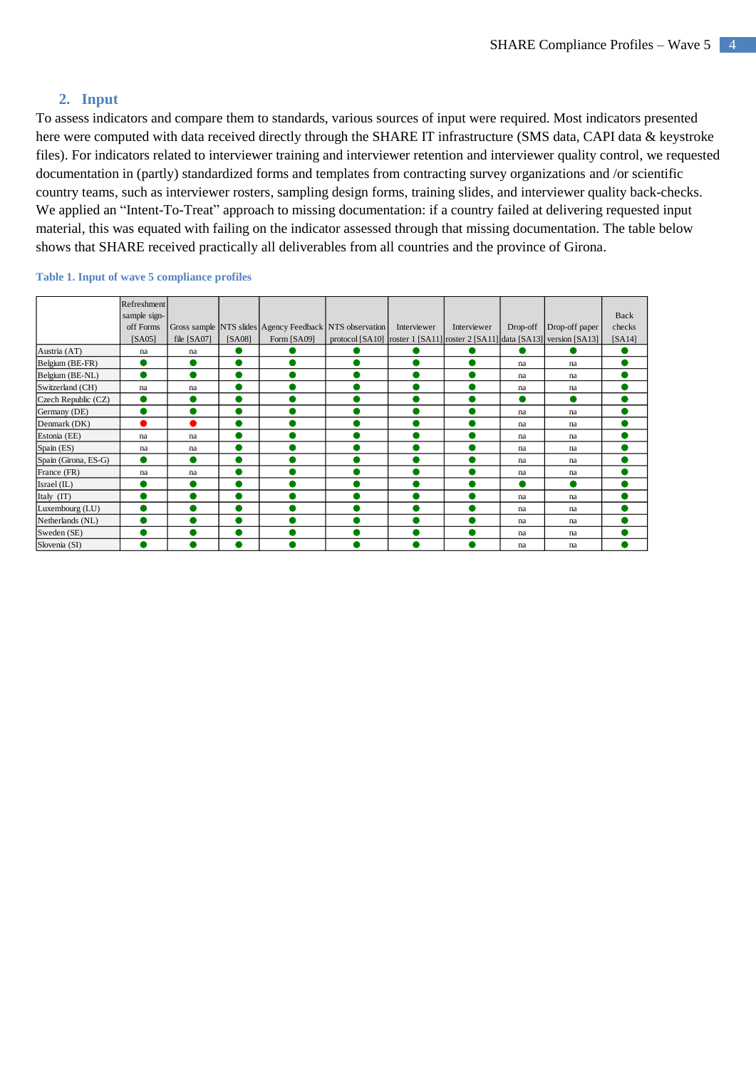## 2. Input

To assess indicators and compare them to standards, various sources of input were required. Most indicators presented here were computed with data received directly through the SHARE IT infrastructure (SMS data, CAPI data & keystroke files). For indicators related to interviewer training and interviewer retention and interviewer quality control, we requested documentation in (partly) standardized forms and templates from contracting survey organizations and /or scientific country teams, such as interviewer rosters, sampling design forms, training slides, and interviewer quality back-checks. We applied an "Intent-To-Treat" approach to missing documentation: if a country failed at delivering requested input material, this was equated with failing on the indicator assessed through that missing documentation. The table below shows that SHARE received practically all deliverables from all countries and the province of Girona.

**Table 1. Input of wave 5 compliance profiles**

| | Refreshment sample sign-off Forms [SA05] | Gross sample file [SA07] | NTS slides [SA08] | Agency Feedback Form [SA09] | NTS observation protocol [SA10] | Interviewer roster 1 [SA11] | Interviewer roster 2 [SA11] | Drop-off data [SA13] | Drop-off paper version [SA13] | Back checks [SA14] |
|---|---|---|---|---|---|---|---|---|---|---|
| Austria (AT) | na | na | ● | ● | ● | ● | ● | ● | ● | ● |
| Belgium (BE-FR) | ● | ● | ● | ● | ● | ● | ● | na | na | ● |
| Belgium (BE-NL) | ● | ● | ● | ● | ● | ● | ● | na | na | ● |
| Switzerland (CH) | na | na | ● | ● | ● | ● | ● | na | na | ● |
| Czech Republic (CZ) | ● | ● | ● | ● | ● | ● | ● | ● | ● | ● |
| Germany (DE) | ● | ● | ● | ● | ● | ● | ● | na | na | ● |
| Denmark (DK) | ● (red) | ● (red) | ● | ● | ● | ● | ● | na | na | ● |
| Estonia (EE) | na | na | ● | ● | ● | ● | ● | na | na | ● |
| Spain (ES) | na | na | ● | ● | ● | ● | ● | na | na | ● |
| Spain (Girona, ES-G) | ● | ● | ● | ● | ● | ● | ● | na | na | ● |
| France (FR) | na | na | ● | ● | ● | ● | ● | na | na | ● |
| Israel (IL) | ● | ● | ● | ● | ● | ● | ● | ● | ● | ● |
| Italy (IT) | ● | ● | ● | ● | ● | ● | ● | na | na | ● |
| Luxembourg (LU) | ● | ● | ● | ● | ● | ● | ● | na | na | ● |
| Netherlands (NL) | ● | ● | ● | ● | ● | ● | ● | na | na | ● |
| Sweden (SE) | ● | ● | ● | ● | ● | ● | ● | na | na | ● |
| Slovenia (SI) | ● | ● | ● | ● | ● | ● | ● | na | na | ● |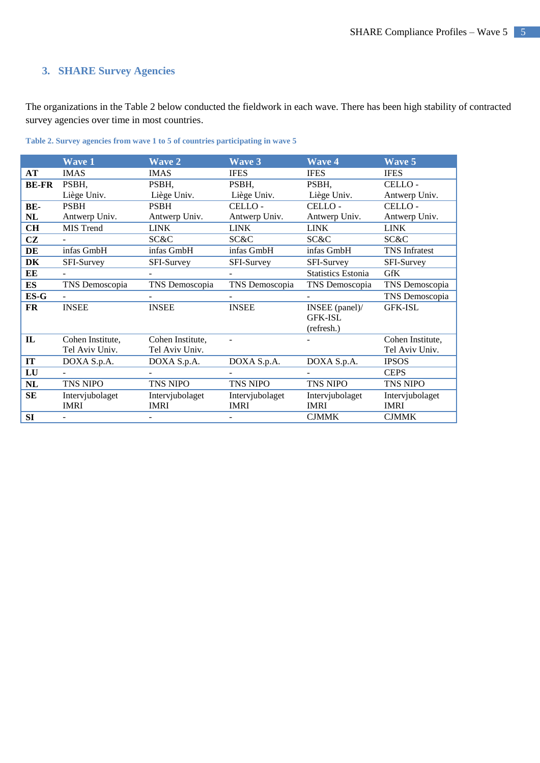## 3. SHARE Survey Agencies

The organizations in the Table 2 below conducted the fieldwork in each wave. There has been high stability of contracted survey agencies over time in most countries.

**Table 2. Survey agencies from wave 1 to 5 of countries participating in wave 5**

| | Wave 1 | Wave 2 | Wave 3 | Wave 4 | Wave 5 |
|---|---|---|---|---|---|
| **AT** | IMAS | IMAS | IFES | IFES | IFES |
| **BE-FR** | PSBH, Liège Univ. | PSBH, Liège Univ. | PSBH, Liège Univ. | PSBH, Liège Univ. | CELLO - Antwerp Univ. |
| **BE-NL** | PSBH Antwerp Univ. | PSBH Antwerp Univ. | CELLO - Antwerp Univ. | CELLO - Antwerp Univ. | CELLO - Antwerp Univ. |
| **CH** | MIS Trend | LINK | LINK | LINK | LINK |
| **CZ** | - | SC&C | SC&C | SC&C | SC&C |
| **DE** | infas GmbH | infas GmbH | infas GmbH | infas GmbH | TNS Infratest |
| **DK** | SFI-Survey | SFI-Survey | SFI-Survey | SFI-Survey | SFI-Survey |
| **EE** | - | - | - | Statistics Estonia | GfK |
| **ES** | TNS Demoscopia | TNS Demoscopia | TNS Demoscopia | TNS Demoscopia | TNS Demoscopia |
| **ES-G** | - | - | - | - | TNS Demoscopia |
| **FR** | INSEE | INSEE | INSEE | INSEE (panel)/ GFK-ISL (refresh.) | GFK-ISL |
| **IL** | Cohen Institute, Tel Aviv Univ. | Cohen Institute, Tel Aviv Univ. | - | - | Cohen Institute, Tel Aviv Univ. |
| **IT** | DOXA S.p.A. | DOXA S.p.A. | DOXA S.p.A. | DOXA S.p.A. | IPSOS |
| **LU** | - | - | - | - | CEPS |
| **NL** | TNS NIPO | TNS NIPO | TNS NIPO | TNS NIPO | TNS NIPO |
| **SE** | Intervjubolaget IMRI | Intervjubolaget IMRI | Intervjubolaget IMRI | Intervjubolaget IMRI | Intervjubolaget IMRI |
| **SI** | - | - | - | CJMMK | CJMMK |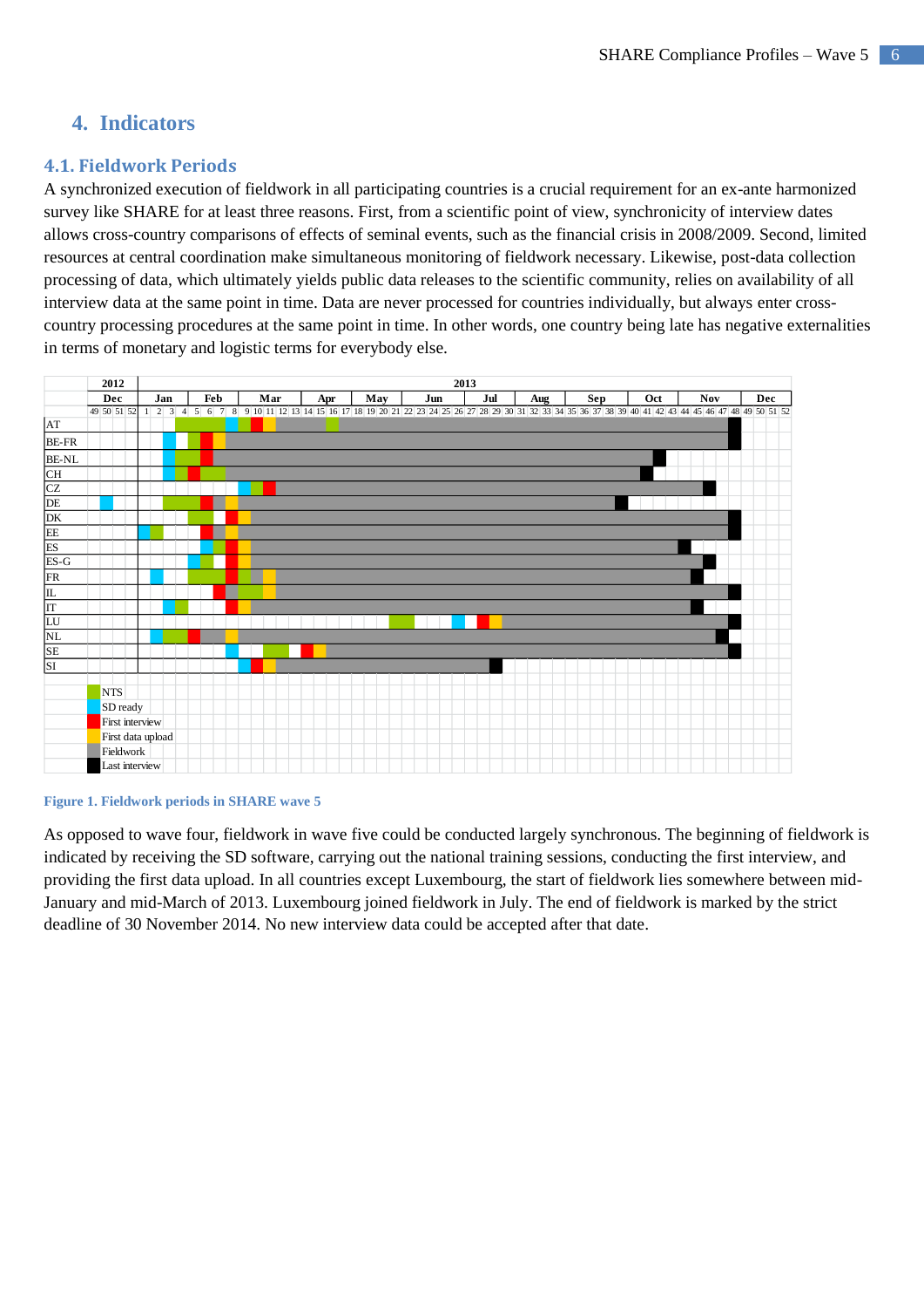## 4. Indicators

### 4.1. Fieldwork Periods

A synchronized execution of fieldwork in all participating countries is a crucial requirement for an ex-ante harmonized survey like SHARE for at least three reasons. First, from a scientific point of view, synchronicity of interview dates allows cross-country comparisons of effects of seminal events, such as the financial crisis in 2008/2009. Second, limited resources at central coordination make simultaneous monitoring of fieldwork necessary. Likewise, post-data collection processing of data, which ultimately yields public data releases to the scientific community, relies on availability of all interview data at the same point in time. Data are never processed for countries individually, but always enter cross-country processing procedures at the same point in time. In other words, one country being late has negative externalities in terms of monetary and logistic terms for everybody else.

**Figure 1. Fieldwork periods in SHARE wave 5**

As opposed to wave four, fieldwork in wave five could be conducted largely synchronous. The beginning of fieldwork is indicated by receiving the SD software, carrying out the national training sessions, conducting the first interview, and providing the first data upload. In all countries except Luxembourg, the start of fieldwork lies somewhere between mid-January and mid-March of 2013. Luxembourg joined fieldwork in July. The end of fieldwork is marked by the strict deadline of 30 November 2014. No new interview data could be accepted after that date.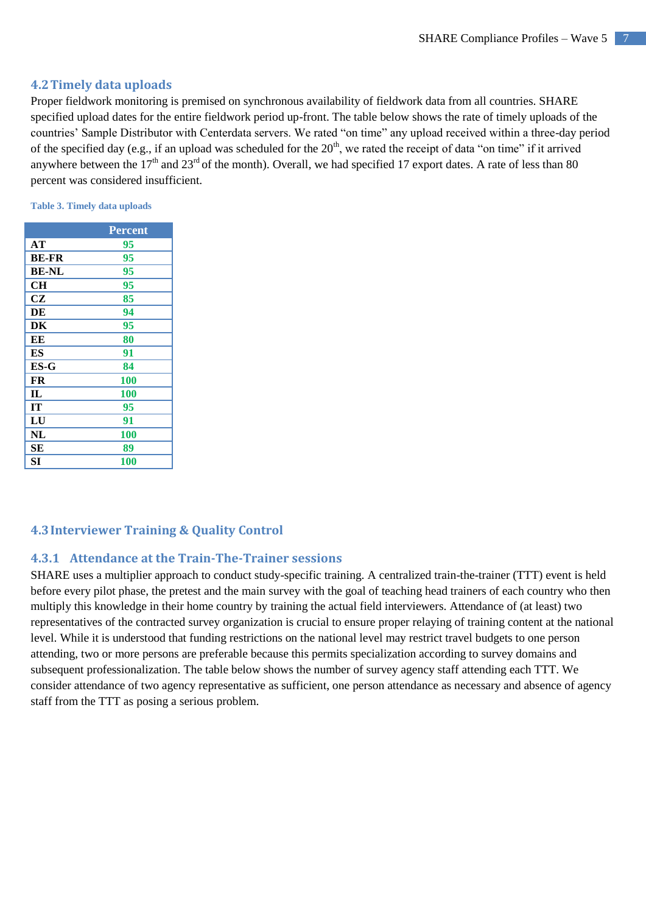## 4.2 Timely data uploads

Proper fieldwork monitoring is premised on synchronous availability of fieldwork data from all countries. SHARE specified upload dates for the entire fieldwork period up-front. The table below shows the rate of timely uploads of the countries' Sample Distributor with Centerdata servers. We rated "on time" any upload received within a three-day period of the specified day (e.g., if an upload was scheduled for the 20th, we rated the receipt of data "on time" if it arrived anywhere between the 17th and 23rd of the month). Overall, we had specified 17 export dates. A rate of less than 80 percent was considered insufficient.

**Table 3. Timely data uploads**

| | Percent |
|---|---|
| **AT** | 95 |
| **BE-FR** | 95 |
| **BE-NL** | 95 |
| **CH** | 95 |
| **CZ** | 85 |
| **DE** | 94 |
| **DK** | 95 |
| **EE** | 80 |
| **ES** | 91 |
| **ES-G** | 84 |
| **FR** | 100 |
| **IL** | 100 |
| **IT** | 95 |
| **LU** | 91 |
| **NL** | 100 |
| **SE** | 89 |
| **SI** | 100 |

## 4.3 Interviewer Training & Quality Control

### 4.3.1 Attendance at the Train-The-Trainer sessions

SHARE uses a multiplier approach to conduct study-specific training. A centralized train-the-trainer (TTT) event is held before every pilot phase, the pretest and the main survey with the goal of teaching head trainers of each country who then multiply this knowledge in their home country by training the actual field interviewers. Attendance of (at least) two representatives of the contracted survey organization is crucial to ensure proper relaying of training content at the national level. While it is understood that funding restrictions on the national level may restrict travel budgets to one person attending, two or more persons are preferable because this permits specialization according to survey domains and subsequent professionalization. The table below shows the number of survey agency staff attending each TTT. We consider attendance of two agency representative as sufficient, one person attendance as necessary and absence of agency staff from the TTT as posing a serious problem.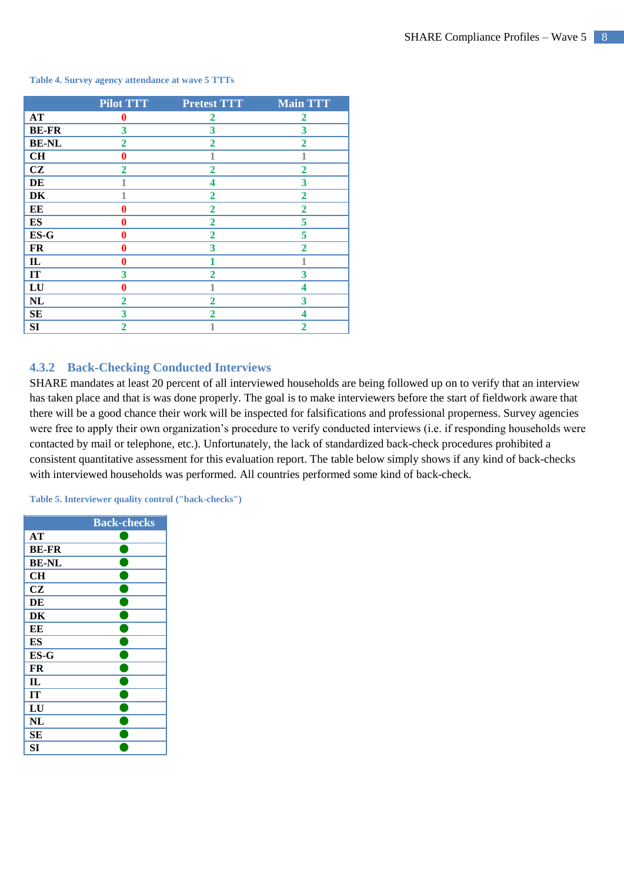**Table 4. Survey agency attendance at wave 5 TTTs**

| | Pilot TTT | Pretest TTT | Main TTT |
|---|---|---|---|
| **AT** | 0 | 2 | 2 |
| **BE-FR** | 3 | 3 | 3 |
| **BE-NL** | 2 | 2 | 2 |
| **CH** | 0 | 1 | 1 |
| **CZ** | 2 | 2 | 2 |
| **DE** | 1 | 4 | 3 |
| **DK** | 1 | 2 | 2 |
| **EE** | 0 | 2 | 2 |
| **ES** | 0 | 2 | 5 |
| **ES-G** | 0 | 2 | 5 |
| **FR** | 0 | 3 | 2 |
| **IL** | 0 | 1 | 1 |
| **IT** | 3 | 2 | 3 |
| **LU** | 0 | 1 | 4 |
| **NL** | 2 | 2 | 3 |
| **SE** | 3 | 2 | 4 |
| **SI** | 2 | 1 | 2 |

### 4.3.2 Back-Checking Conducted Interviews

SHARE mandates at least 20 percent of all interviewed households are being followed up on to verify that an interview has taken place and that is was done properly. The goal is to make interviewers before the start of fieldwork aware that there will be a good chance their work will be inspected for falsifications and professional properness. Survey agencies were free to apply their own organization's procedure to verify conducted interviews (i.e. if responding households were contacted by mail or telephone, etc.). Unfortunately, the lack of standardized back-check procedures prohibited a consistent quantitative assessment for this evaluation report. The table below simply shows if any kind of back-checks with interviewed households was performed. All countries performed some kind of back-check.

**Table 5. Interviewer quality control ("back-checks")**

| | Back-checks |
|---|---|
| **AT** | ● |
| **BE-FR** | ● |
| **BE-NL** | ● |
| **CH** | ● |
| **CZ** | ● |
| **DE** | ● |
| **DK** | ● |
| **EE** | ● |
| **ES** | ● |
| **ES-G** | ● |
| **FR** | ● |
| **IL** | ● |
| **IT** | ● |
| **LU** | ● |
| **NL** | ● |
| **SE** | ● |
| **SI** | ● |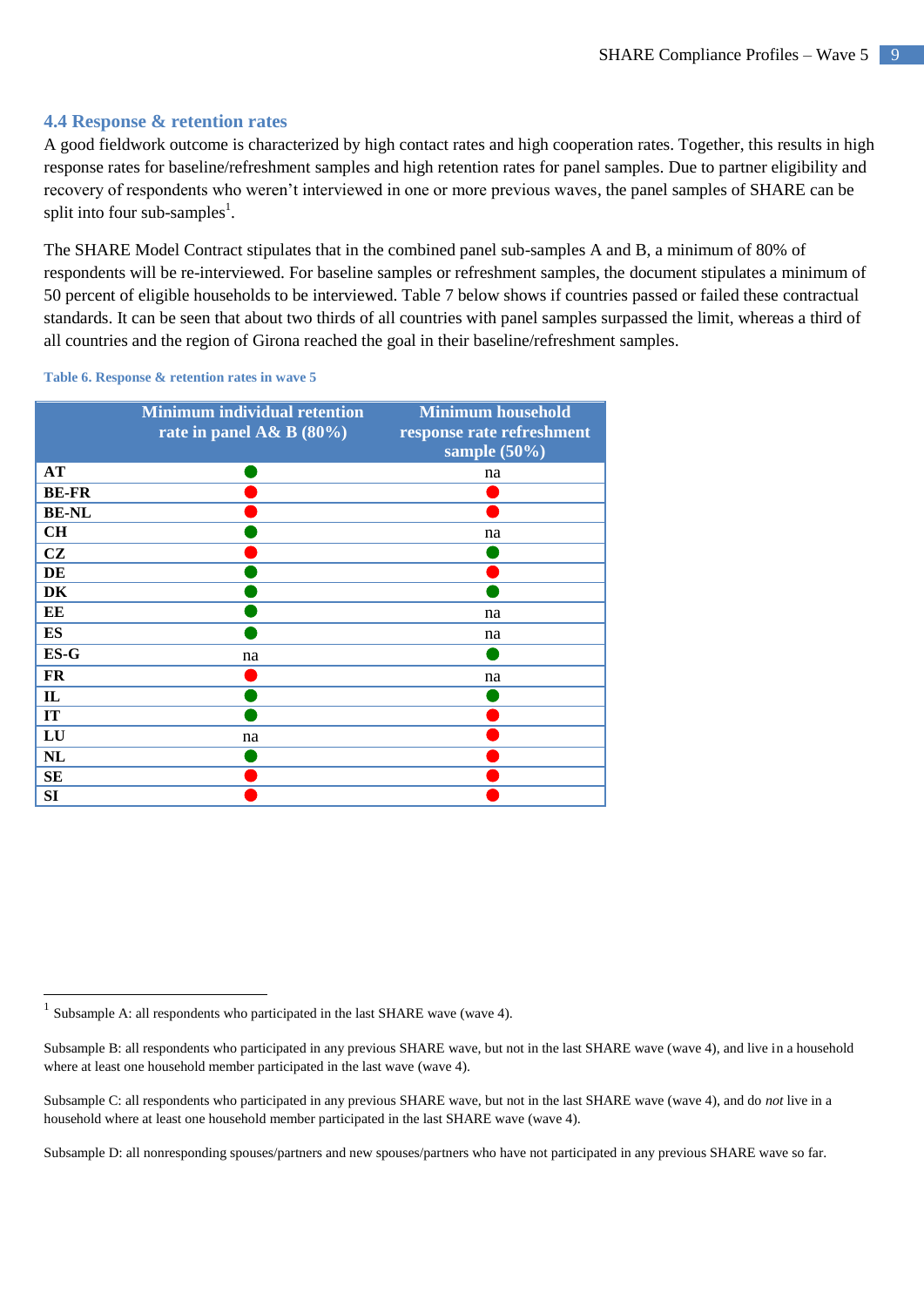### 4.4 Response & retention rates

A good fieldwork outcome is characterized by high contact rates and high cooperation rates. Together, this results in high response rates for baseline/refreshment samples and high retention rates for panel samples. Due to partner eligibility and recovery of respondents who weren't interviewed in one or more previous waves, the panel samples of SHARE can be split into four sub-samples[1].

The SHARE Model Contract stipulates that in the combined panel sub-samples A and B, a minimum of 80% of respondents will be re-interviewed. For baseline samples or refreshment samples, the document stipulates a minimum of 50 percent of eligible households to be interviewed. Table 7 below shows if countries passed or failed these contractual standards. It can be seen that about two thirds of all countries with panel samples surpassed the limit, whereas a third of all countries and the region of Girona reached the goal in their baseline/refreshment samples.

**Table 6. Response & retention rates in wave 5**

| | Minimum individual retention rate in panel A& B (80%) | Minimum household response rate refreshment sample (50%) |
|---|---|---|
| **AT** | 🟢 | na |
| **BE-FR** | 🔴 | 🔴 |
| **BE-NL** | 🔴 | 🔴 |
| **CH** | 🟢 | na |
| **CZ** | 🔴 | 🟢 |
| **DE** | 🟢 | 🔴 |
| **DK** | 🟢 | 🟢 |
| **EE** | 🟢 | na |
| **ES** | 🟢 | na |
| **ES-G** | na | 🟢 |
| **FR** | 🔴 | na |
| **IL** | 🟢 | 🟢 |
| **IT** | 🟢 | 🔴 |
| **LU** | na | 🔴 |
| **NL** | 🟢 | 🔴 |
| **SE** | 🔴 | 🔴 |
| **SI** | 🔴 | 🔴 |

---

[1] Subsample A: all respondents who participated in the last SHARE wave (wave 4).

Subsample B: all respondents who participated in any previous SHARE wave, but not in the last SHARE wave (wave 4), and live in a household where at least one household member participated in the last wave (wave 4).

Subsample C: all respondents who participated in any previous SHARE wave, but not in the last SHARE wave (wave 4), and do *not* live in a household where at least one household member participated in the last SHARE wave (wave 4).

Subsample D: all nonresponding spouses/partners and new spouses/partners who have not participated in any previous SHARE wave so far.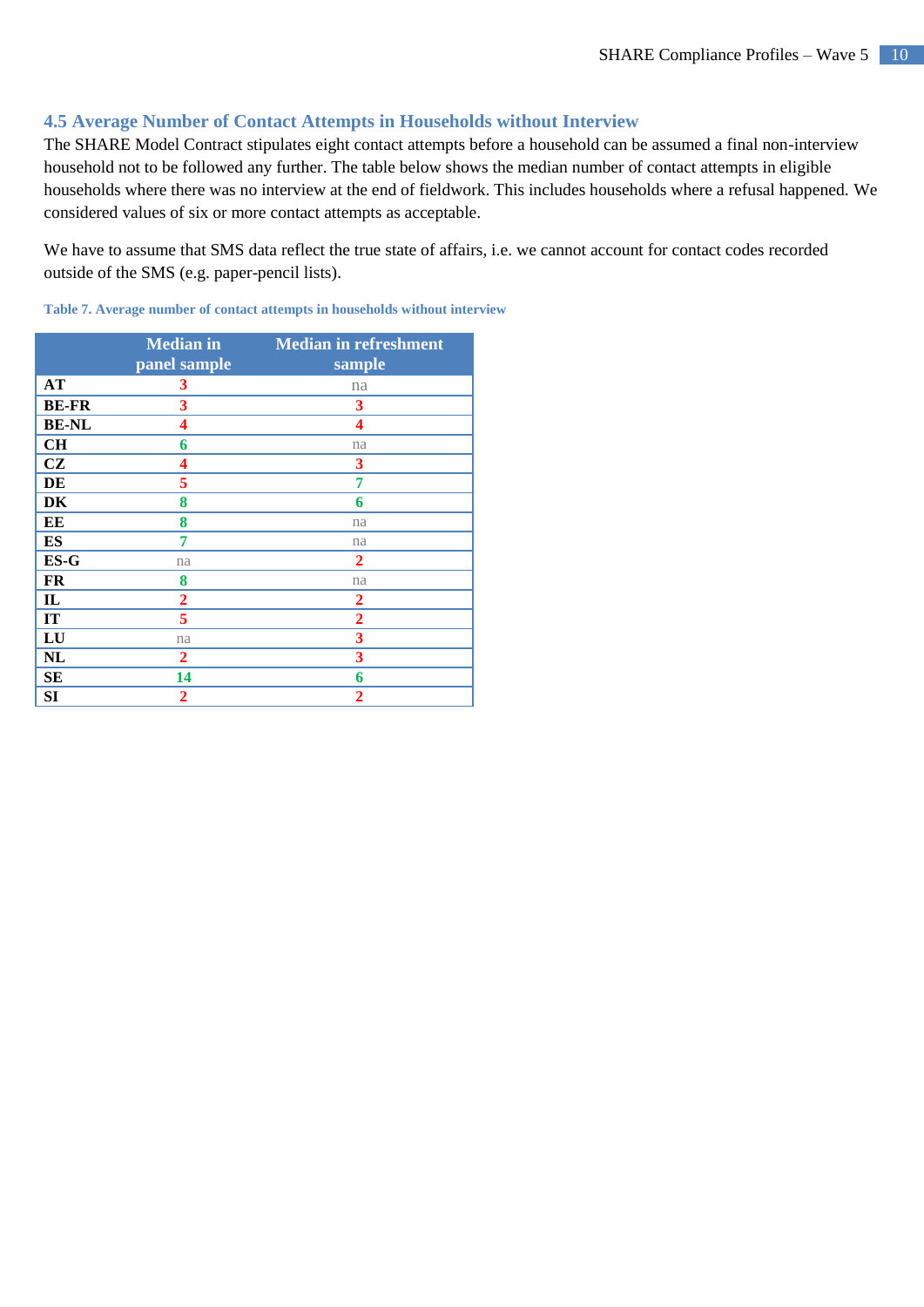### 4.5 Average Number of Contact Attempts in Households without Interview

The SHARE Model Contract stipulates eight contact attempts before a household can be assumed a final non-interview household not to be followed any further. The table below shows the median number of contact attempts in eligible households where there was no interview at the end of fieldwork. This includes households where a refusal happened. We considered values of six or more contact attempts as acceptable.

We have to assume that SMS data reflect the true state of affairs, i.e. we cannot account for contact codes recorded outside of the SMS (e.g. paper-pencil lists).

Table 7. Average number of contact attempts in households without interview

| | Median in panel sample | Median in refreshment sample |
|---|---|---|
| **AT** | 3 | na |
| **BE-FR** | 3 | 3 |
| **BE-NL** | 4 | 4 |
| **CH** | 6 | na |
| **CZ** | 4 | 3 |
| **DE** | 5 | 7 |
| **DK** | 8 | 6 |
| **EE** | 8 | na |
| **ES** | 7 | na |
| **ES-G** | na | 2 |
| **FR** | 8 | na |
| **IL** | 2 | 2 |
| **IT** | 5 | 2 |
| **LU** | na | 3 |
| **NL** | 2 | 3 |
| **SE** | 14 | 6 |
| **SI** | 2 | 2 |